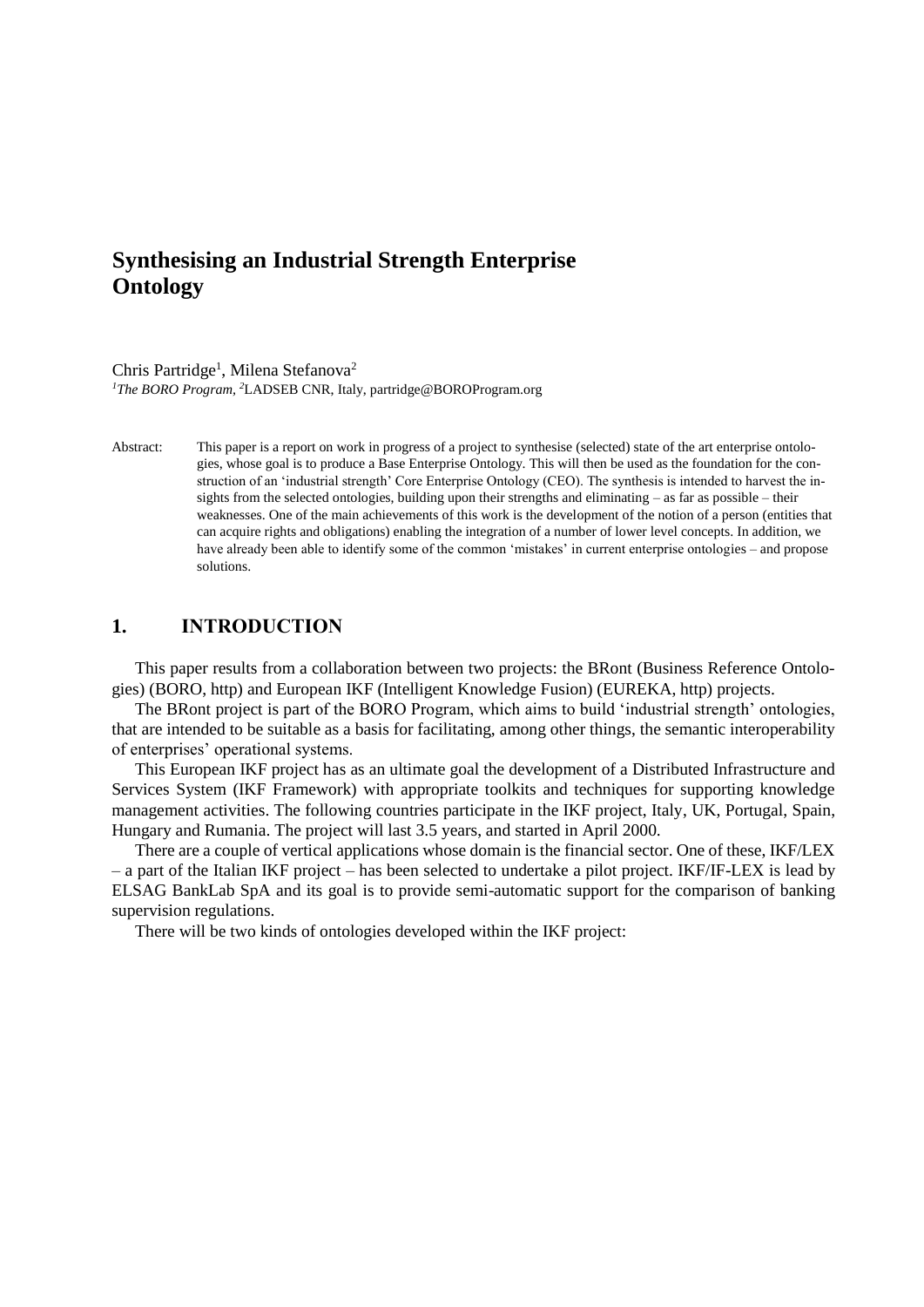# Synthesising an Industrial Strength Enterprise Ontology

Chris Partridge[1], Milena Stefanova[2]

[1]*The BORO Program,* [2]LADSEB CNR, Italy, partridge@BOROProgram.org

Abstract: This paper is a report on work in progress of a project to synthesise (selected) state of the art enterprise ontologies, whose goal is to produce a Base Enterprise Ontology. This will then be used as the foundation for the construction of an 'industrial strength' Core Enterprise Ontology (CEO). The synthesis is intended to harvest the insights from the selected ontologies, building upon their strengths and eliminating – as far as possible – their weaknesses. One of the main achievements of this work is the development of the notion of a person (entities that can acquire rights and obligations) enabling the integration of a number of lower level concepts. In addition, we have already been able to identify some of the common 'mistakes' in current enterprise ontologies – and propose solutions.

## 1. INTRODUCTION

This paper results from a collaboration between two projects: the BRont (Business Reference Ontologies) (BORO, http) and European IKF (Intelligent Knowledge Fusion) (EUREKA, http) projects.

The BRont project is part of the BORO Program, which aims to build 'industrial strength' ontologies, that are intended to be suitable as a basis for facilitating, among other things, the semantic interoperability of enterprises' operational systems.

This European IKF project has as an ultimate goal the development of a Distributed Infrastructure and Services System (IKF Framework) with appropriate toolkits and techniques for supporting knowledge management activities. The following countries participate in the IKF project, Italy, UK, Portugal, Spain, Hungary and Rumania. The project will last 3.5 years, and started in April 2000.

There are a couple of vertical applications whose domain is the financial sector. One of these, IKF/LEX – a part of the Italian IKF project – has been selected to undertake a pilot project. IKF/IF-LEX is lead by ELSAG BankLab SpA and its goal is to provide semi-automatic support for the comparison of banking supervision regulations.

There will be two kinds of ontologies developed within the IKF project: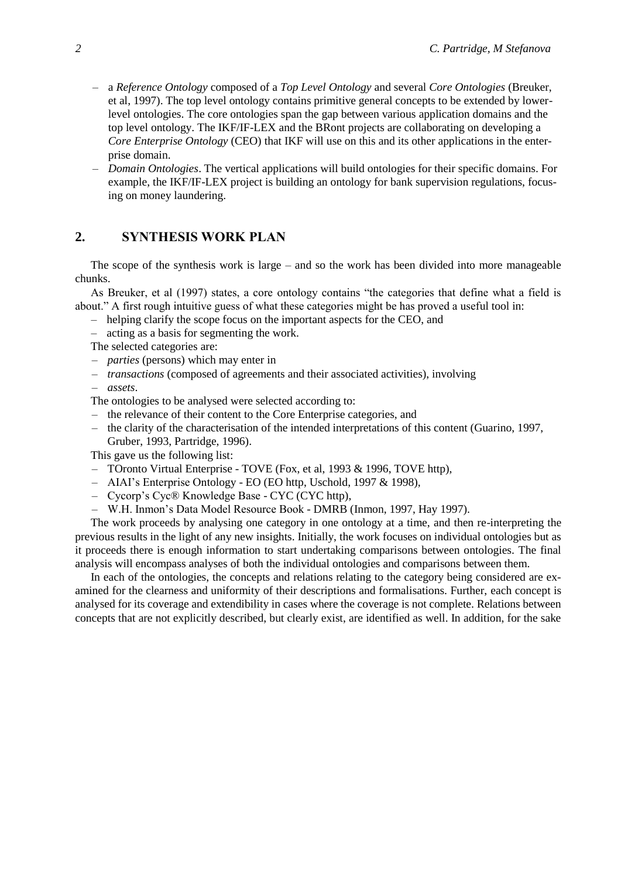- a *Reference Ontology* composed of a *Top Level Ontology* and several *Core Ontologies* (Breuker, et al, 1997). The top level ontology contains primitive general concepts to be extended by lower-level ontologies. The core ontologies span the gap between various application domains and the top level ontology. The IKF/IF-LEX and the BRont projects are collaborating on developing a *Core Enterprise Ontology* (CEO) that IKF will use on this and its other applications in the enterprise domain.
- *Domain Ontologies*. The vertical applications will build ontologies for their specific domains. For example, the IKF/IF-LEX project is building an ontology for bank supervision regulations, focusing on money laundering.

## 2. SYNTHESIS WORK PLAN

The scope of the synthesis work is large – and so the work has been divided into more manageable chunks.

As Breuker, et al (1997) states, a core ontology contains "the categories that define what a field is about." A first rough intuitive guess of what these categories might be has proved a useful tool in:

- helping clarify the scope focus on the important aspects for the CEO, and
- acting as a basis for segmenting the work.

The selected categories are:

- *parties* (persons) which may enter in
- *transactions* (composed of agreements and their associated activities), involving
- *assets*.

The ontologies to be analysed were selected according to:

- the relevance of their content to the Core Enterprise categories, and
- the clarity of the characterisation of the intended interpretations of this content (Guarino, 1997, Gruber, 1993, Partridge, 1996).

This gave us the following list:

- TOronto Virtual Enterprise - TOVE (Fox, et al, 1993 & 1996, TOVE http),
- AIAI's Enterprise Ontology - EO (EO http, Uschold, 1997 & 1998),
- Cycorp's Cyc® Knowledge Base - CYC (CYC http),
- W.H. Inmon's Data Model Resource Book - DMRB (Inmon, 1997, Hay 1997).

The work proceeds by analysing one category in one ontology at a time, and then re-interpreting the previous results in the light of any new insights. Initially, the work focuses on individual ontologies but as it proceeds there is enough information to start undertaking comparisons between ontologies. The final analysis will encompass analyses of both the individual ontologies and comparisons between them.

In each of the ontologies, the concepts and relations relating to the category being considered are examined for the clearness and uniformity of their descriptions and formalisations. Further, each concept is analysed for its coverage and extendibility in cases where the coverage is not complete. Relations between concepts that are not explicitly described, but clearly exist, are identified as well. In addition, for the sake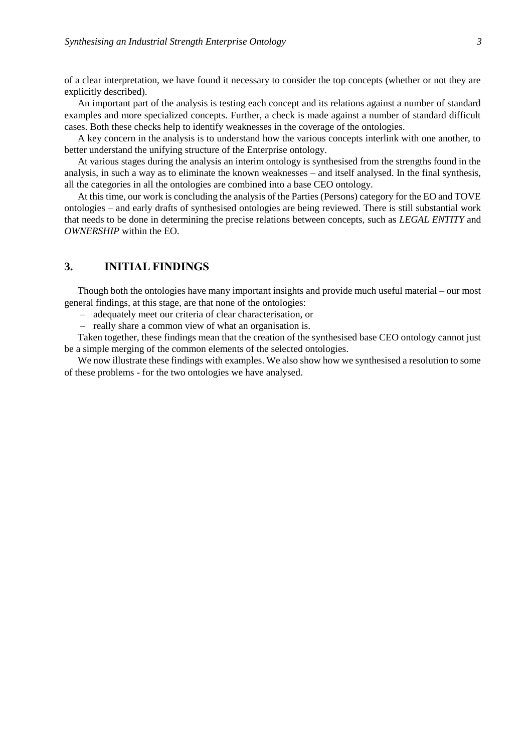of a clear interpretation, we have found it necessary to consider the top concepts (whether or not they are explicitly described).

An important part of the analysis is testing each concept and its relations against a number of standard examples and more specialized concepts. Further, a check is made against a number of standard difficult cases. Both these checks help to identify weaknesses in the coverage of the ontologies.

A key concern in the analysis is to understand how the various concepts interlink with one another, to better understand the unifying structure of the Enterprise ontology.

At various stages during the analysis an interim ontology is synthesised from the strengths found in the analysis, in such a way as to eliminate the known weaknesses – and itself analysed. In the final synthesis, all the categories in all the ontologies are combined into a base CEO ontology.

At this time, our work is concluding the analysis of the Parties (Persons) category for the EO and TOVE ontologies – and early drafts of synthesised ontologies are being reviewed. There is still substantial work that needs to be done in determining the precise relations between concepts, such as *LEGAL ENTITY* and *OWNERSHIP* within the EO.

## 3. INITIAL FINDINGS

Though both the ontologies have many important insights and provide much useful material – our most general findings, at this stage, are that none of the ontologies:

- adequately meet our criteria of clear characterisation, or
- really share a common view of what an organisation is.

Taken together, these findings mean that the creation of the synthesised base CEO ontology cannot just be a simple merging of the common elements of the selected ontologies.

We now illustrate these findings with examples. We also show how we synthesised a resolution to some of these problems - for the two ontologies we have analysed.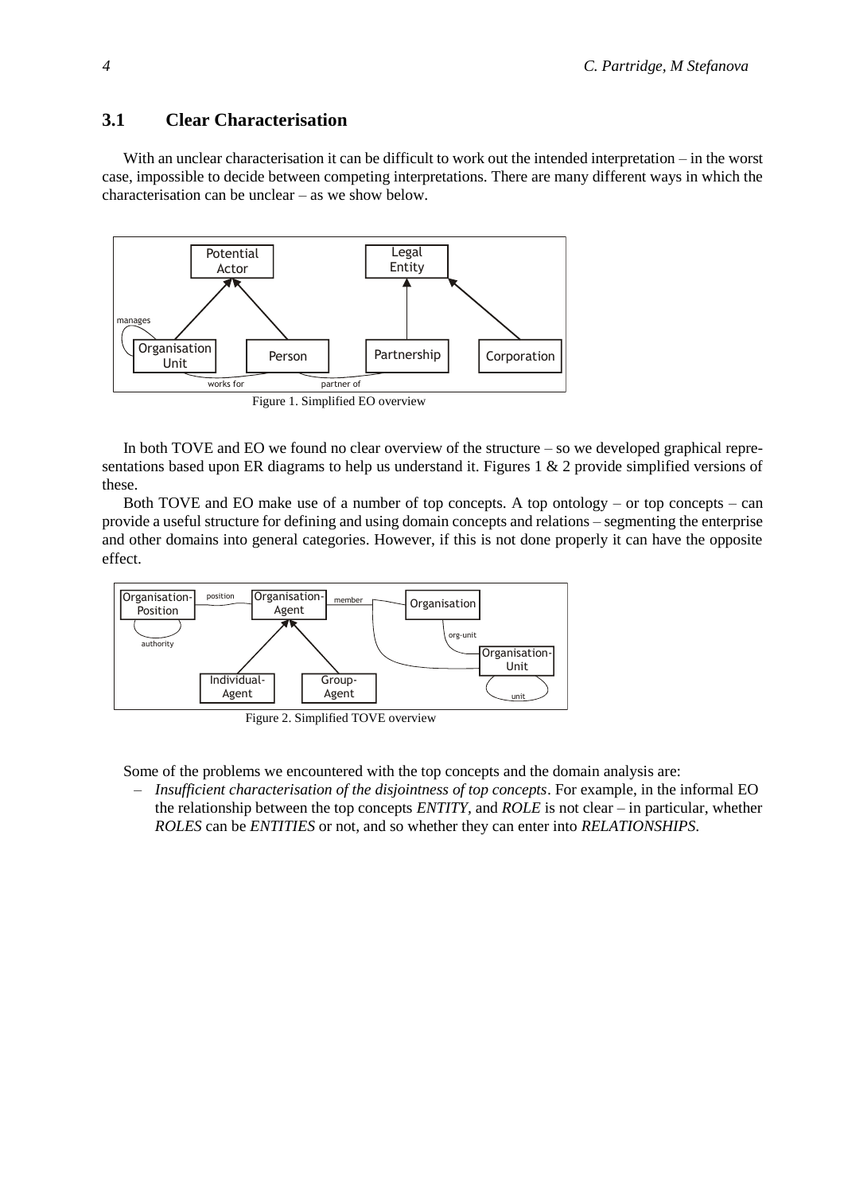### 3.1 Clear Characterisation

With an unclear characterisation it can be difficult to work out the intended interpretation – in the worst case, impossible to decide between competing interpretations. There are many different ways in which the characterisation can be unclear – as we show below.

Figure 1. Simplified EO overview

In both TOVE and EO we found no clear overview of the structure – so we developed graphical representations based upon ER diagrams to help us understand it. Figures 1 & 2 provide simplified versions of these.

Both TOVE and EO make use of a number of top concepts. A top ontology – or top concepts – can provide a useful structure for defining and using domain concepts and relations – segmenting the enterprise and other domains into general categories. However, if this is not done properly it can have the opposite effect.

Figure 2. Simplified TOVE overview

Some of the problems we encountered with the top concepts and the domain analysis are:

– *Insufficient characterisation of the disjointness of top concepts*. For example, in the informal EO the relationship between the top concepts *ENTITY*, and *ROLE* is not clear – in particular, whether *ROLES* can be *ENTITIES* or not, and so whether they can enter into *RELATIONSHIPS*.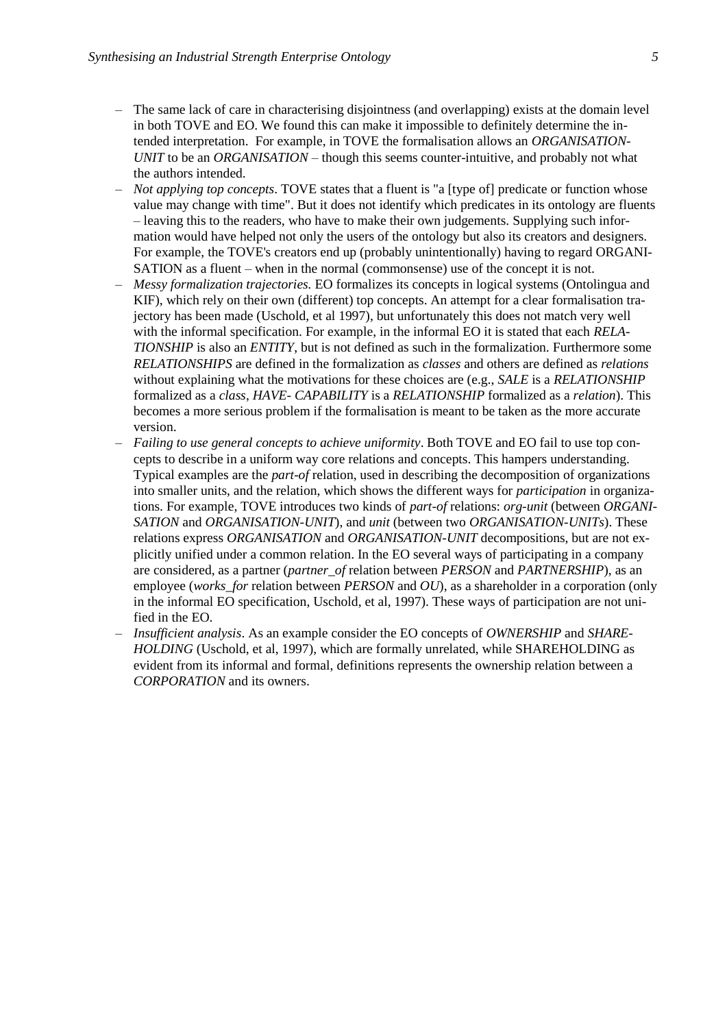– The same lack of care in characterising disjointness (and overlapping) exists at the domain level in both TOVE and EO. We found this can make it impossible to definitely determine the intended interpretation. For example, in TOVE the formalisation allows an *ORGANISATION-UNIT* to be an *ORGANISATION* – though this seems counter-intuitive, and probably not what the authors intended.
– *Not applying top concepts*. TOVE states that a fluent is "a [type of] predicate or function whose value may change with time". But it does not identify which predicates in its ontology are fluents – leaving this to the readers, who have to make their own judgements. Supplying such information would have helped not only the users of the ontology but also its creators and designers. For example, the TOVE's creators end up (probably unintentionally) having to regard ORGANISATION as a fluent – when in the normal (commonsense) use of the concept it is not.
– *Messy formalization trajectories.* EO formalizes its concepts in logical systems (Ontolingua and KIF), which rely on their own (different) top concepts. An attempt for a clear formalisation trajectory has been made (Uschold, et al 1997), but unfortunately this does not match very well with the informal specification. For example, in the informal EO it is stated that each *RELATIONSHIP* is also an *ENTITY*, but is not defined as such in the formalization. Furthermore some *RELATIONSHIPS* are defined in the formalization as *classes* and others are defined as *relations* without explaining what the motivations for these choices are (e.g., *SALE* is a *RELATIONSHIP* formalized as a *class*, *HAVE- CAPABILITY* is a *RELATIONSHIP* formalized as a *relation*). This becomes a more serious problem if the formalisation is meant to be taken as the more accurate version.
– *Failing to use general concepts to achieve uniformity*. Both TOVE and EO fail to use top concepts to describe in a uniform way core relations and concepts. This hampers understanding. Typical examples are the *part-of* relation, used in describing the decomposition of organizations into smaller units, and the relation, which shows the different ways for *participation* in organizations. For example, TOVE introduces two kinds of *part-of* relations: *org-unit* (between *ORGANISATION* and *ORGANISATION-UNIT*), and *unit* (between two *ORGANISATION-UNITs*). These relations express *ORGANISATION* and *ORGANISATION-UNIT* decompositions, but are not explicitly unified under a common relation. In the EO several ways of participating in a company are considered, as a partner (*partner_of* relation between *PERSON* and *PARTNERSHIP*), as an employee (*works_for* relation between *PERSON* and *OU*), as a shareholder in a corporation (only in the informal EO specification, Uschold, et al, 1997). These ways of participation are not unified in the EO.
– *Insufficient analysis*. As an example consider the EO concepts of *OWNERSHIP* and *SHAREHOLDING* (Uschold, et al, 1997), which are formally unrelated, while SHAREHOLDING as evident from its informal and formal, definitions represents the ownership relation between a *CORPORATION* and its owners.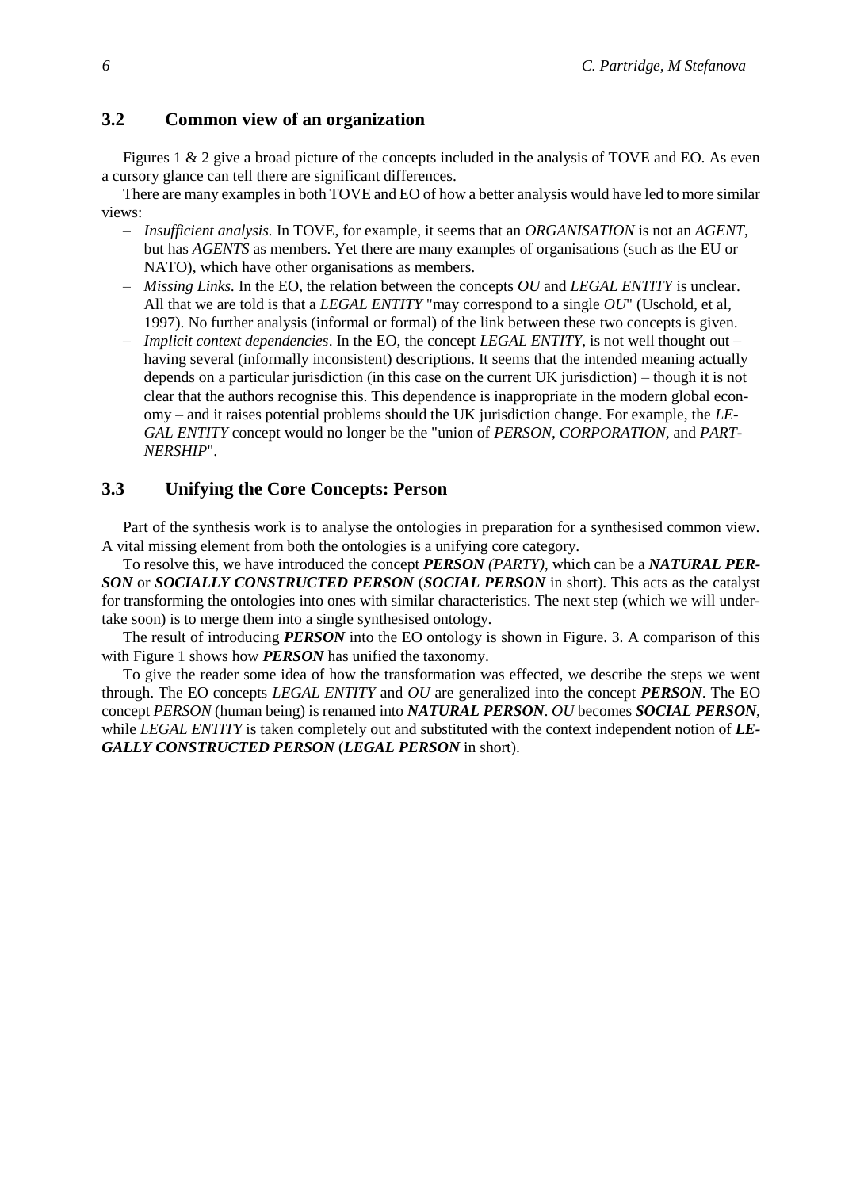## 3.2 Common view of an organization

Figures 1 & 2 give a broad picture of the concepts included in the analysis of TOVE and EO. As even a cursory glance can tell there are significant differences.

There are many examples in both TOVE and EO of how a better analysis would have led to more similar views:

- *Insufficient analysis.* In TOVE, for example, it seems that an *ORGANISATION* is not an *AGENT*, but has *AGENTS* as members. Yet there are many examples of organisations (such as the EU or NATO), which have other organisations as members.
- *Missing Links.* In the EO, the relation between the concepts *OU* and *LEGAL ENTITY* is unclear. All that we are told is that a *LEGAL ENTITY* "may correspond to a single *OU*" (Uschold, et al, 1997). No further analysis (informal or formal) of the link between these two concepts is given.
- *Implicit context dependencies*. In the EO, the concept *LEGAL ENTITY*, is not well thought out – having several (informally inconsistent) descriptions. It seems that the intended meaning actually depends on a particular jurisdiction (in this case on the current UK jurisdiction) – though it is not clear that the authors recognise this. This dependence is inappropriate in the modern global economy – and it raises potential problems should the UK jurisdiction change. For example, the *LEGAL ENTITY* concept would no longer be the "union of *PERSON*, *CORPORATION*, and *PARTNERSHIP*".

## 3.3 Unifying the Core Concepts: Person

Part of the synthesis work is to analyse the ontologies in preparation for a synthesised common view. A vital missing element from both the ontologies is a unifying core category.

To resolve this, we have introduced the concept ***PERSON*** *(PARTY)*, which can be a ***NATURAL PERSON*** or ***SOCIALLY CONSTRUCTED PERSON*** (***SOCIAL PERSON*** in short). This acts as the catalyst for transforming the ontologies into ones with similar characteristics. The next step (which we will undertake soon) is to merge them into a single synthesised ontology.

The result of introducing ***PERSON*** into the EO ontology is shown in Figure. 3. A comparison of this with Figure 1 shows how ***PERSON*** has unified the taxonomy.

To give the reader some idea of how the transformation was effected, we describe the steps we went through. The EO concepts *LEGAL ENTITY* and *OU* are generalized into the concept ***PERSON***. The EO concept *PERSON* (human being) is renamed into ***NATURAL PERSON***. *OU* becomes ***SOCIAL PERSON***, while *LEGAL ENTITY* is taken completely out and substituted with the context independent notion of ***LEGALLY CONSTRUCTED PERSON*** (***LEGAL PERSON*** in short).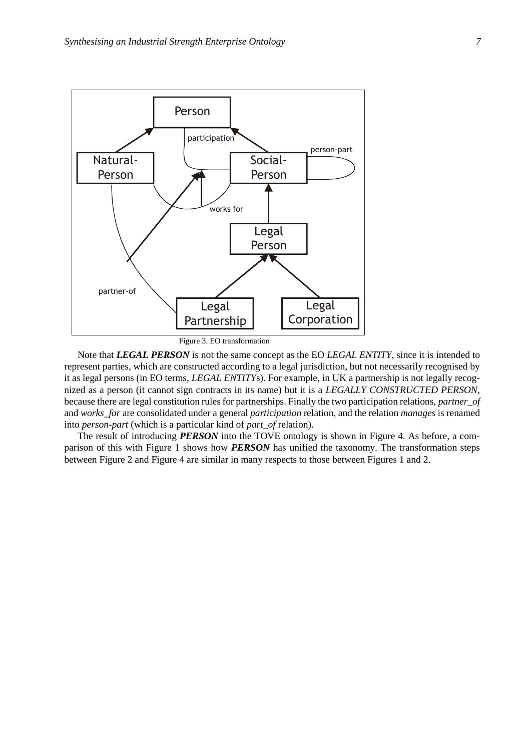Figure 3. EO transformation

Note that ***LEGAL PERSON*** is not the same concept as the EO *LEGAL ENTITY*, since it is intended to represent parties, which are constructed according to a legal jurisdiction, but not necessarily recognised by it as legal persons (in EO terms, *LEGAL ENTITY*s). For example, in UK a partnership is not legally recognized as a person (it cannot sign contracts in its name) but it is a *LEGALLY CONSTRUCTED PERSON*, because there are legal constitution rules for partnerships. Finally the two participation relations, *partner_of* and *works_for* are consolidated under a general *participation* relation, and the relation *manages* is renamed into *person-part* (which is a particular kind of *part_of* relation).

The result of introducing ***PERSON*** into the TOVE ontology is shown in Figure 4. As before, a comparison of this with Figure 1 shows how ***PERSON*** has unified the taxonomy. The transformation steps between Figure 2 and Figure 4 are similar in many respects to those between Figures 1 and 2.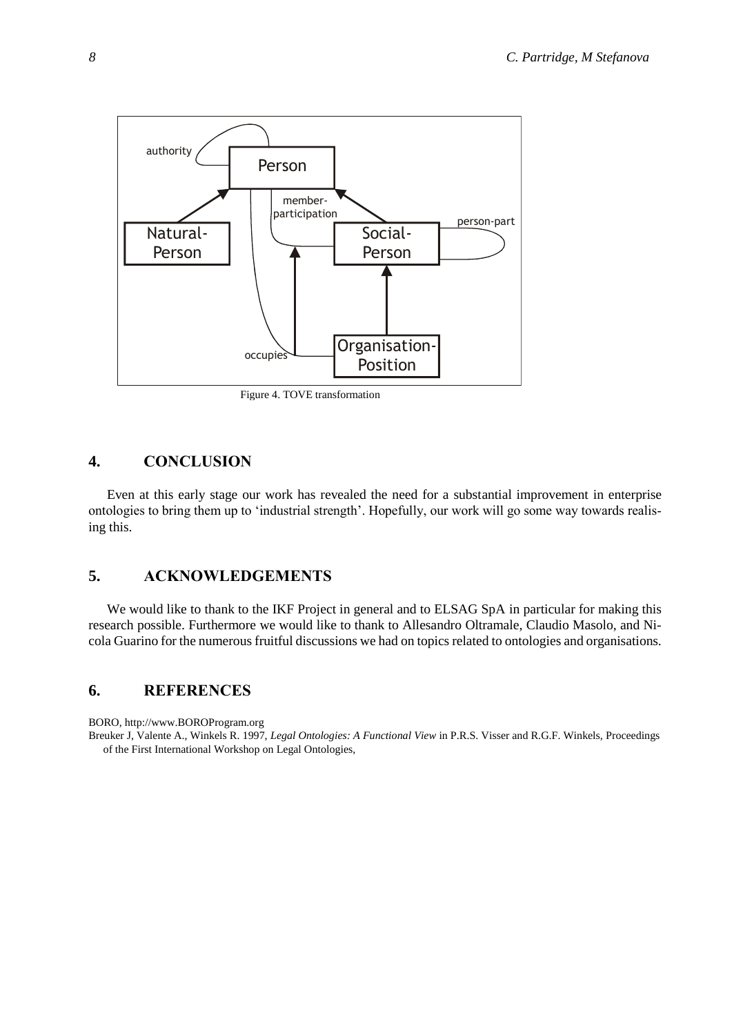Figure 4. TOVE transformation

## 4. CONCLUSION

Even at this early stage our work has revealed the need for a substantial improvement in enterprise ontologies to bring them up to 'industrial strength'. Hopefully, our work will go some way towards realising this.

## 5. ACKNOWLEDGEMENTS

We would like to thank to the IKF Project in general and to ELSAG SpA in particular for making this research possible. Furthermore we would like to thank to Allesandro Oltramale, Claudio Masolo, and Nicola Guarino for the numerous fruitful discussions we had on topics related to ontologies and organisations.

## 6. REFERENCES

BORO, http://www.BOROProgram.org

Breuker J, Valente A., Winkels R. 1997, *Legal Ontologies: A Functional View* in P.R.S. Visser and R.G.F. Winkels, Proceedings of the First International Workshop on Legal Ontologies,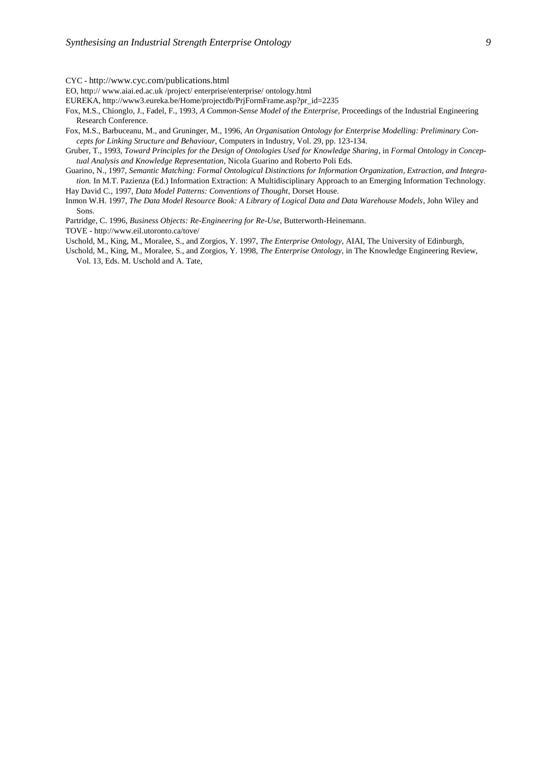CYC - http://www.cyc.com/publications.html

EO, http:// www.aiai.ed.ac.uk /project/ enterprise/enterprise/ ontology.html

EUREKA, http://www3.eureka.be/Home/projectdb/PrjFormFrame.asp?pr_id=2235

Fox, M.S., Chionglo, J., Fadel, F., 1993, *A Common-Sense Model of the Enterprise*, Proceedings of the Industrial Engineering Research Conference.

Fox, M.S., Barbuceanu, M., and Gruninger, M., 1996, *An Organisation Ontology for Enterprise Modelling: Preliminary Concepts for Linking Structure and Behaviour*, Computers in Industry, Vol. 29, pp. 123-134.

Gruber, T., 1993, *Toward Principles for the Design of Ontologies Used for Knowledge Sharing*, in *Formal Ontology in Conceptual Analysis and Knowledge Representation*, Nicola Guarino and Roberto Poli Eds.

Guarino, N., 1997, *Semantic Matching: Formal Ontological Distinctions for Information Organization, Extraction, and Integration.* In M.T. Pazienza (Ed.) Information Extraction: A Multidisciplinary Approach to an Emerging Information Technology.

Hay David C., 1997, *Data Model Patterns: Conventions of Thought*, Dorset House.

Inmon W.H. 1997, *The Data Model Resource Book: A Library of Logical Data and Data Warehouse Models*, John Wiley and Sons.

Partridge, C. 1996, *Business Objects: Re-Engineering for Re-Use*, Butterworth-Heinemann.

TOVE - http://www.eil.utoronto.ca/tove/

Uschold, M., King, M., Moralee, S., and Zorgios, Y. 1997, *The Enterprise Ontology*, AIAI, The University of Edinburgh,

Uschold, M., King, M., Moralee, S., and Zorgios, Y. 1998, *The Enterprise Ontology*, in The Knowledge Engineering Review, Vol. 13, Eds. M. Uschold and A. Tate,